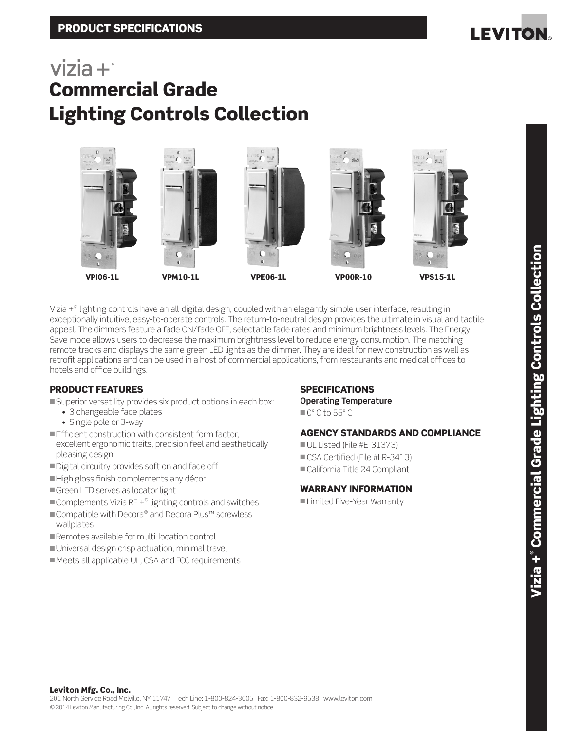PRODUCT SPECIFICATIONS

# vizia +®
# Commercial Grade Lighting Controls Collection

VPI06-1L VPM10-1L VPE06-1L VP00R-10 VPS15-1L

Vizia +® lighting controls have an all-digital design, coupled with an elegantly simple user interface, resulting in exceptionally intuitive, easy-to-operate controls. The return-to-neutral design provides the ultimate in visual and tactile appeal. The dimmers feature a fade ON/fade OFF, selectable fade rates and minimum brightness levels. The Energy Save mode allows users to decrease the maximum brightness level to reduce energy consumption. The matching remote tracks and displays the same green LED lights as the dimmer. They are ideal for new construction as well as retrofit applications and can be used in a host of commercial applications, from restaurants and medical offices to hotels and office buildings.

## PRODUCT FEATURES

- Superior versatility provides six product options in each box:
  - 3 changeable face plates
  - Single pole or 3-way
- Efficient construction with consistent form factor, excellent ergonomic traits, precision feel and aesthetically pleasing design
- Digital circuitry provides soft on and fade off
- High gloss finish complements any décor
- Green LED serves as locator light
- Complements Vizia RF +® lighting controls and switches
- Compatible with Decora® and Decora Plus™ screwless wallplates
- Remotes available for multi-location control
- Universal design crisp actuation, minimal travel
- Meets all applicable UL, CSA and FCC requirements

## SPECIFICATIONS

**Operating Temperature**

- 0° C to 55° C

## AGENCY STANDARDS AND COMPLIANCE

- UL Listed (File #E-31373)
- CSA Certified (File #LR-3413)
- California Title 24 Compliant

## WARRANTY INFORMATION

- Limited Five-Year Warranty

**Leviton Mfg. Co., Inc.**
201 North Service Road Melville, NY 11747 Tech Line: 1-800-824-3005 Fax: 1-800-832-9538 www.leviton.com
© 2014 Leviton Manufacturing Co., Inc. All rights reserved. Subject to change without notice.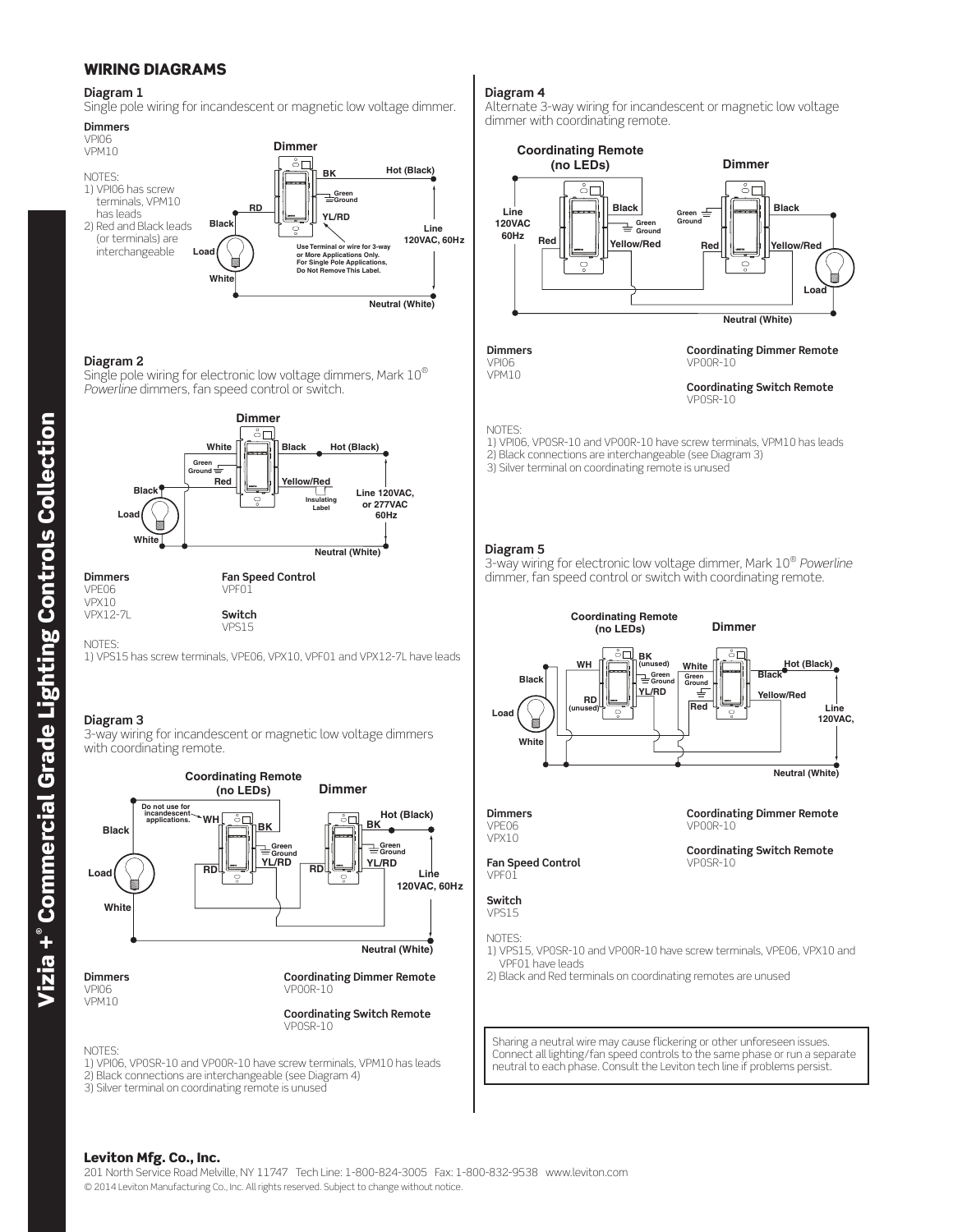## WIRING DIAGRAMS

### Diagram 1

Single pole wiring for incandescent or magnetic low voltage dimmer.

**Dimmers**
VPI06
VPM10

NOTES:
1) VPI06 has screw terminals, VPM10 has leads
2) Red and Black leads (or terminals) are interchangeable

Dimmer
BK
Hot (Black)
Green Ground
RD
YL/RD
Black
Line 120VAC, 60Hz
Load
Use Terminal or wire for 3-way or More Applications Only. For Single Pole Applications, Do Not Remove This Label.
White
Neutral (White)

### Diagram 2

Single pole wiring for electronic low voltage dimmers, Mark 10® *Powerline* dimmers, fan speed control or switch.

Dimmer
White
Black
Hot (Black)
Green Ground
Red
Yellow/Red
Black
Insulating Label
Line 120VAC, or 277VAC 60Hz
Load
White
Neutral (White)

**Dimmers**
VPE06
VPX10
VPX12-7L

**Fan Speed Control**
VPF01

**Switch**
VPS15

NOTES:
1) VPS15 has screw terminals, VPE06, VPX10, VPF01 and VPX12-7L have leads

### Diagram 3

3-way wiring for incandescent or magnetic low voltage dimmers with coordinating remote.

Coordinating Remote (no LEDs)
Dimmer
Do not use for incandescent applications.
WH
BK
Hot (Black)
BK
Black
Green Ground
Green Ground
YL/RD
RD
RD
YL/RD
Load
Line 120VAC, 60Hz
White
Neutral (White)

**Dimmers**
VPI06
VPM10

**Coordinating Dimmer Remote**
VP00R-10

**Coordinating Switch Remote**
VP0SR-10

NOTES:
1) VPI06, VP0SR-10 and VP00R-10 have screw terminals, VPM10 has leads
2) Black connections are interchangeable (see Diagram 4)
3) Silver terminal on coordinating remote is unused

### Diagram 4

Alternate 3-way wiring for incandescent or magnetic low voltage dimmer with coordinating remote.

Coordinating Remote (no LEDs)
Dimmer
Line 120VAC 60Hz
Black
Green Ground
Green Ground
Black
Red
Yellow/Red
Red
Yellow/Red
Load
Neutral (White)

**Dimmers**
VPI06
VPM10

**Coordinating Dimmer Remote**
VP00R-10

**Coordinating Switch Remote**
VP0SR-10

NOTES:
1) VPI06, VP0SR-10 and VP00R-10 have screw terminals, VPM10 has leads
2) Black connections are interchangeable (see Diagram 3)
3) Silver terminal on coordinating remote is unused

### Diagram 5

3-way wiring for electronic low voltage dimmer, Mark 10® *Powerline* dimmer, fan speed control or switch with coordinating remote.

Coordinating Remote (no LEDs)
Dimmer
WH
BK (unused)
White
Hot (Black)
Black
Green Ground
Green Ground
Black
YL/RD
Yellow/Red
RD (unused)
Red
Load
Line 120VAC,
White
Neutral (White)

**Dimmers**
VPE06
VPX10

**Fan Speed Control**
VPF01

**Switch**
VPS15

**Coordinating Dimmer Remote**
VP00R-10

**Coordinating Switch Remote**
VP0SR-10

NOTES:
1) VPS15, VP0SR-10 and VP00R-10 have screw terminals, VPE06, VPX10 and VPF01 have leads
2) Black and Red terminals on coordinating remotes are unused

Sharing a neutral wire may cause flickering or other unforeseen issues. Connect all lighting/fan speed controls to the same phase or run a separate neutral to each phase. Consult the Leviton tech line if problems persist.

**Leviton Mfg. Co., Inc.**
201 North Service Road Melville, NY 11747 Tech Line: 1-800-824-3005 Fax: 1-800-832-9538 www.leviton.com
© 2014 Leviton Manufacturing Co., Inc. All rights reserved. Subject to change without notice.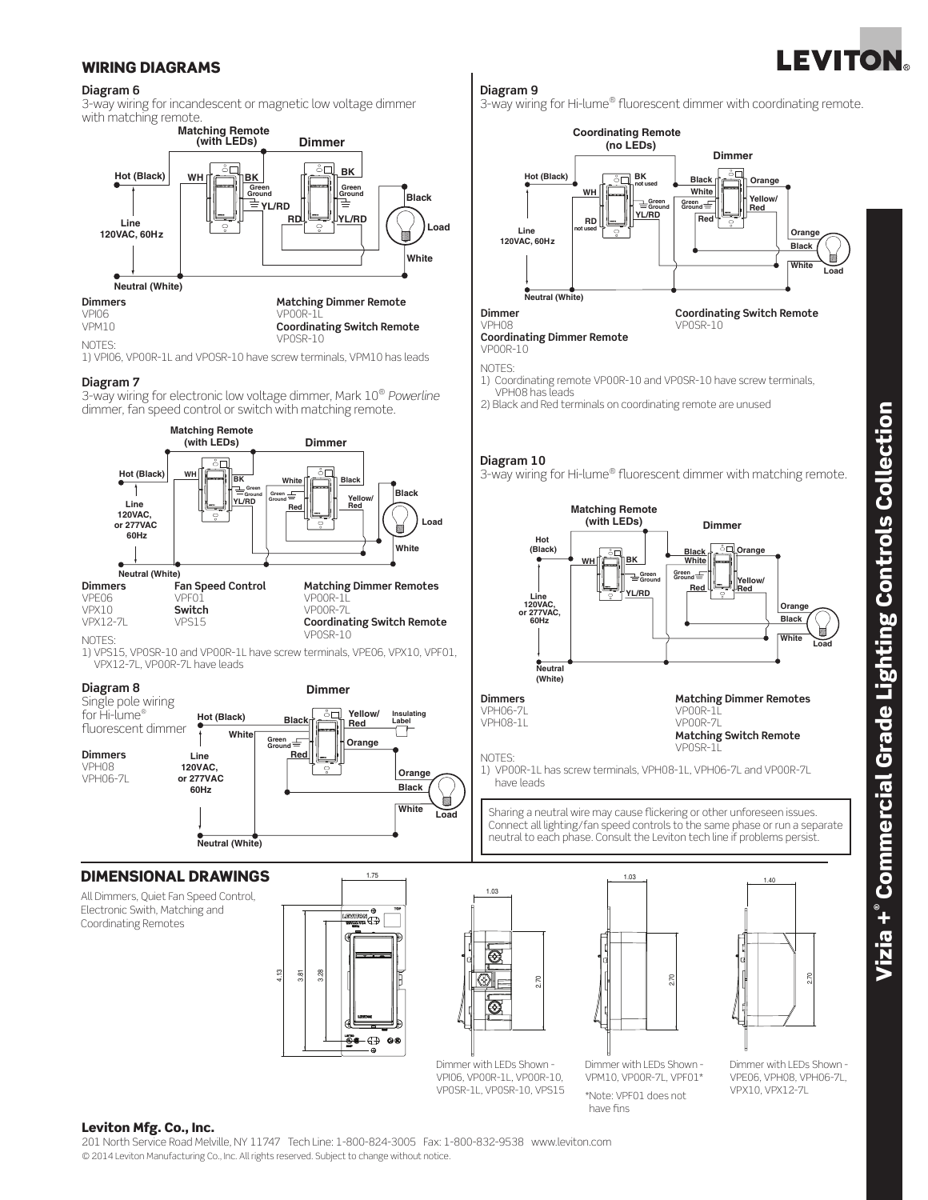## WIRING DIAGRAMS

### Diagram 6

3-way wiring for incandescent or magnetic low voltage dimmer with matching remote.

Matching Remote (with LEDs) | Dimmer | Hot (Black) | WH | BK | Green Ground | YL/RD | RD | BK | Green Ground | YL/RD | Black | Load | White | Line 120VAC, 60Hz | Neutral (White)

**Dimmers**
VPI06
VPM10

**Matching Dimmer Remote**
VP00R-1L

**Coordinating Switch Remote**
VP0SR-10

NOTES:
1) VPI06, VP00R-1L and VPOSR-10 have screw terminals, VPM10 has leads

### Diagram 7

3-way wiring for electronic low voltage dimmer, Mark 10® *Powerline* dimmer, fan speed control or switch with matching remote.

Matching Remote (with LEDs) | Dimmer | Hot (Black) | WH | BK | Green Ground | YL/RD | White | Black | Green Ground | Red | Yellow/Red | Black | Load | White | Line 120VAC, or 277VAC 60Hz | Neutral (White)

**Dimmers**
VPE06
VPX10
VPX12-7L

**Fan Speed Control**
VPF01

**Switch**
VPS15

**Matching Dimmer Remotes**
VP00R-1L
VP00R-7L

**Coordinating Switch Remote**
VP0SR-10

NOTES:
1) VPS15, VP0SR-10 and VP00R-1L have screw terminals, VPE06, VPX10, VPF01, VPX12-7L, VP00R-7L have leads

### Diagram 8

Single pole wiring for Hi-lume® fluorescent dimmer

Dimmer | Hot (Black) | White | Black | Green Ground | Red | Yellow/Red | Insulating Label | Orange | Orange | Black | White | Load | Line 120VAC, or 277VAC 60Hz | Neutral (White)

**Dimmers**
VPH08
VPH06-7L

### Diagram 9

3-way wiring for Hi-lume® fluorescent dimmer with coordinating remote.

Coordinating Remote (no LEDs) | Dimmer | Hot (Black) | WH | BK not used | Green Ground | YL/RD | RD not used | Black | White | Green Ground | Red | Orange | Yellow/Red | Orange | Black | White | Load | Line 120VAC, 60Hz | Neutral (White)

**Dimmer**
VPH08

**Coordinating Dimmer Remote**
VP00R-10

**Coordinating Switch Remote**
VP0SR-10

NOTES:
1) Coordinating remote VP00R-10 and VP0SR-10 have screw terminals, VPH08 has leads
2) Black and Red terminals on coordinating remote are unused

### Diagram 10

3-way wiring for Hi-lume® fluorescent dimmer with matching remote.

Matching Remote (with LEDs) | Dimmer | Hot (Black) | WH | BK | Green Ground | YL/RD | Black | White | Green Ground | Red | Orange | Yellow/Red | Orange | Black | White | Load | Line 120VAC, or 277VAC, 60Hz | Neutral (White)

**Dimmers**
VPH06-7L
VPH08-1L

**Matching Dimmer Remotes**
VP00R-1L
VP00R-7L

**Matching Switch Remote**
VP0SR-1L

NOTES:
1) VP00R-1L has screw terminals, VPH08-1L, VPH06-7L and VP00R-7L have leads

Sharing a neutral wire may cause flickering or other unforeseen issues. Connect all lighting/fan speed controls to the same phase or run a separate neutral to each phase. Consult the Leviton tech line if problems persist.

## DIMENSIONAL DRAWINGS

All Dimmers, Quiet Fan Speed Control, Electronic Swith, Matching and Coordinating Remotes

1.75 | 4.13 | 3.81 | 3.28 | 1.03 | 2.70 | 1.03 | 2.70 | 1.40 | 2.70

Dimmer with LEDs Shown - VPI06, VP00R-1L, VP00R-10, VP0SR-1L, VP0SR-10, VPS15

Dimmer with LEDs Shown - VPM10, VP00R-7L, VPF01*

*Note: VPF01 does not have fins

Dimmer with LEDs Shown - VPE06, VPH08, VPH06-7L, VPX10, VPX12-7L

**Leviton Mfg. Co., Inc.**
201 North Service Road Melville, NY 11747 Tech Line: 1-800-824-3005 Fax: 1-800-832-9538 www.leviton.com
© 2014 Leviton Manufacturing Co., Inc. All rights reserved. Subject to change without notice.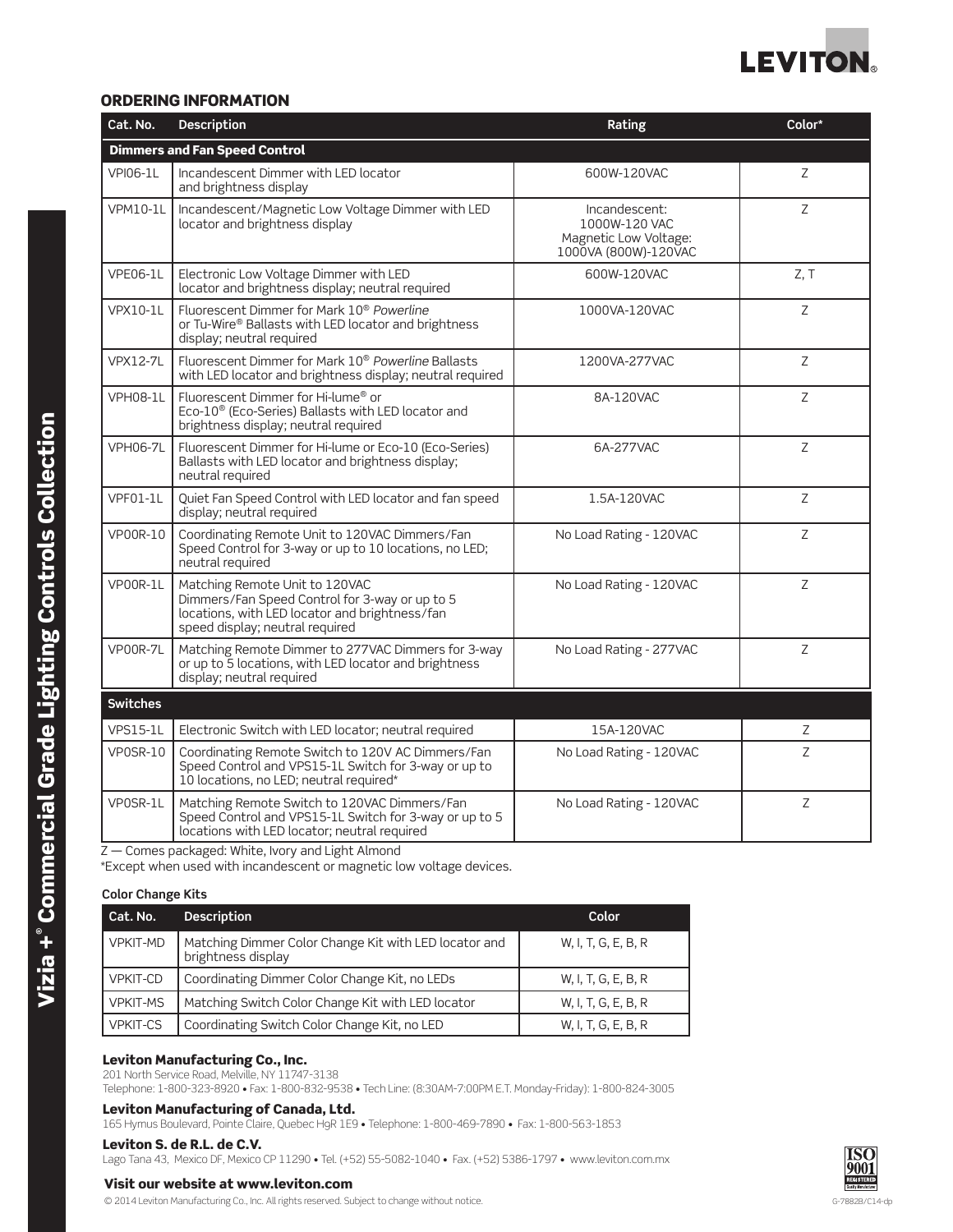## ORDERING INFORMATION

| Cat. No. | Description | Rating | Color* |
|---|---|---|---|
| **Dimmers and Fan Speed Control** | | | |
| VPI06-1L | Incandescent Dimmer with LED locator and brightness display | 600W-120VAC | Z |
| VPM10-1L | Incandescent/Magnetic Low Voltage Dimmer with LED locator and brightness display | Incandescent: 1000W-120 VAC Magnetic Low Voltage: 1000VA (800W)-120VAC | Z |
| VPE06-1L | Electronic Low Voltage Dimmer with LED locator and brightness display; neutral required | 600W-120VAC | Z, T |
| VPX10-1L | Fluorescent Dimmer for Mark 10® *Powerline* or Tu-Wire® Ballasts with LED locator and brightness display; neutral required | 1000VA-120VAC | Z |
| VPX12-7L | Fluorescent Dimmer for Mark 10® *Powerline* Ballasts with LED locator and brightness display; neutral required | 1200VA-277VAC | Z |
| VPH08-1L | Fluorescent Dimmer for Hi-lume® or Eco-10® (Eco-Series) Ballasts with LED locator and brightness display; neutral required | 8A-120VAC | Z |
| VPH06-7L | Fluorescent Dimmer for Hi-lume or Eco-10 (Eco-Series) Ballasts with LED locator and brightness display; neutral required | 6A-277VAC | Z |
| VPF01-1L | Quiet Fan Speed Control with LED locator and fan speed display; neutral required | 1.5A-120VAC | Z |
| VP00R-10 | Coordinating Remote Unit to 120VAC Dimmers/Fan Speed Control for 3-way or up to 10 locations, no LED; neutral required | No Load Rating - 120VAC | Z |
| VP00R-1L | Matching Remote Unit to 120VAC Dimmers/Fan Speed Control for 3-way or up to 5 locations, with LED locator and brightness/fan speed display; neutral required | No Load Rating - 120VAC | Z |
| VP00R-7L | Matching Remote Dimmer to 277VAC Dimmers for 3-way or up to 5 locations, with LED locator and brightness display; neutral required | No Load Rating - 277VAC | Z |
| **Switches** | | | |
| VPS15-1L | Electronic Switch with LED locator; neutral required | 15A-120VAC | Z |
| VP0SR-10 | Coordinating Remote Switch to 120V AC Dimmers/Fan Speed Control and VPS15-1L Switch for 3-way or up to 10 locations, no LED; neutral required* | No Load Rating - 120VAC | Z |
| VP0SR-1L | Matching Remote Switch to 120VAC Dimmers/Fan Speed Control and VPS15-1L Switch for 3-way or up to 5 locations with LED locator; neutral required | No Load Rating - 120VAC | Z |

Z — Comes packaged: White, Ivory and Light Almond

*Except when used with incandescent or magnetic low voltage devices.

### Color Change Kits

| Cat. No. | Description | Color |
|---|---|---|
| VPKIT-MD | Matching Dimmer Color Change Kit with LED locator and brightness display | W, I, T, G, E, B, R |
| VPKIT-CD | Coordinating Dimmer Color Change Kit, no LEDs | W, I, T, G, E, B, R |
| VPKIT-MS | Matching Switch Color Change Kit with LED locator | W, I, T, G, E, B, R |
| VPKIT-CS | Coordinating Switch Color Change Kit, no LED | W, I, T, G, E, B, R |

**Leviton Manufacturing Co., Inc.**
201 North Service Road, Melville, NY 11747-3138
Telephone: 1-800-323-8920 • Fax: 1-800-832-9538 • Tech Line: (8:30AM-7:00PM E.T. Monday-Friday): 1-800-824-3005

**Leviton Manufacturing of Canada, Ltd.**
165 Hymus Boulevard, Pointe Claire, Quebec H9R 1E9 • Telephone: 1-800-469-7890 • Fax: 1-800-563-1853

**Leviton S. de R.L. de C.V.**
Lago Tana 43, Mexico DF, Mexico CP 11290 • Tel. (+52) 55-5082-1040 • Fax. (+52) 5386-1797 • www.leviton.com.mx

**Visit our website at www.leviton.com**

© 2014 Leviton Manufacturing Co., Inc. All rights reserved. Subject to change without notice.

G-7882B/C14-dp